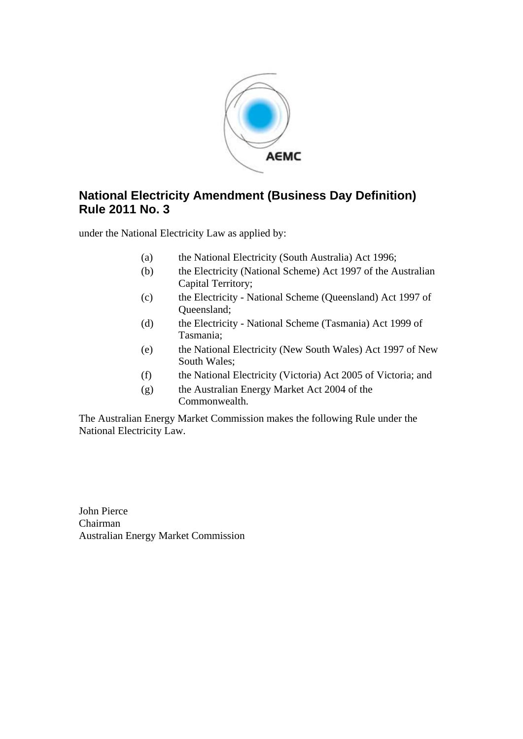# National Electricity Amendment (Business Day Definition) Rule 2011 No. 3

under the National Electricity Law as applied by:

(a) the National Electricity (South Australia) Act 1996;

(b) the Electricity (National Scheme) Act 1997 of the Australian Capital Territory;

(c) the Electricity - National Scheme (Queensland) Act 1997 of Queensland;

(d) the Electricity - National Scheme (Tasmania) Act 1999 of Tasmania;

(e) the National Electricity (New South Wales) Act 1997 of New South Wales;

(f) the National Electricity (Victoria) Act 2005 of Victoria; and

(g) the Australian Energy Market Act 2004 of the Commonwealth.

The Australian Energy Market Commission makes the following Rule under the National Electricity Law.

John Pierce
Chairman
Australian Energy Market Commission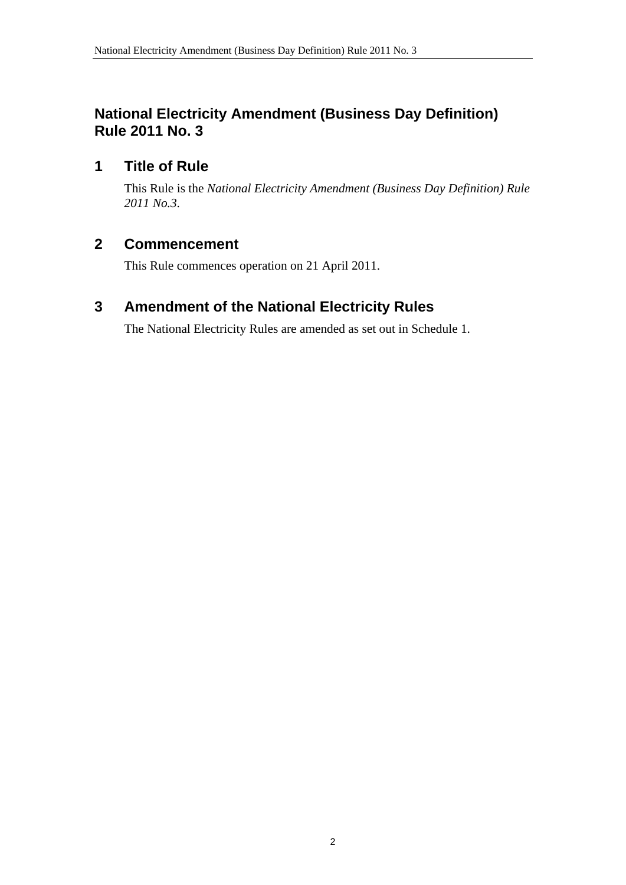# National Electricity Amendment (Business Day Definition) Rule 2011 No. 3

## 1 Title of Rule

This Rule is the *National Electricity Amendment (Business Day Definition) Rule 2011 No.3*.

## 2 Commencement

This Rule commences operation on 21 April 2011.

## 3 Amendment of the National Electricity Rules

The National Electricity Rules are amended as set out in Schedule 1.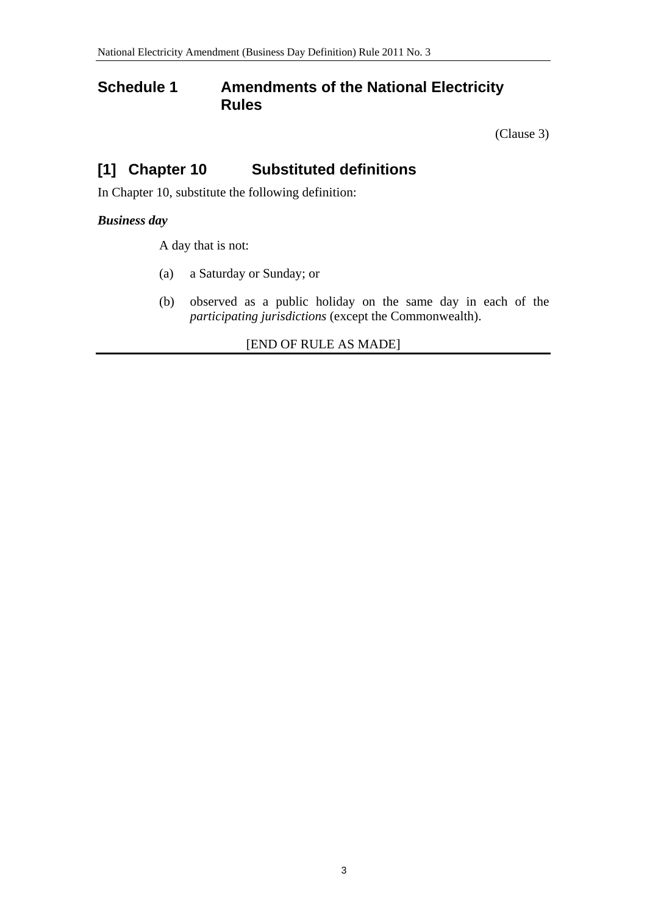## Schedule 1 Amendments of the National Electricity Rules

(Clause 3)

## [1] Chapter 10 Substituted definitions

In Chapter 10, substitute the following definition:

***Business day***

A day that is not:

(a) a Saturday or Sunday; or

(b) observed as a public holiday on the same day in each of the *participating jurisdictions* (except the Commonwealth).

[END OF RULE AS MADE]